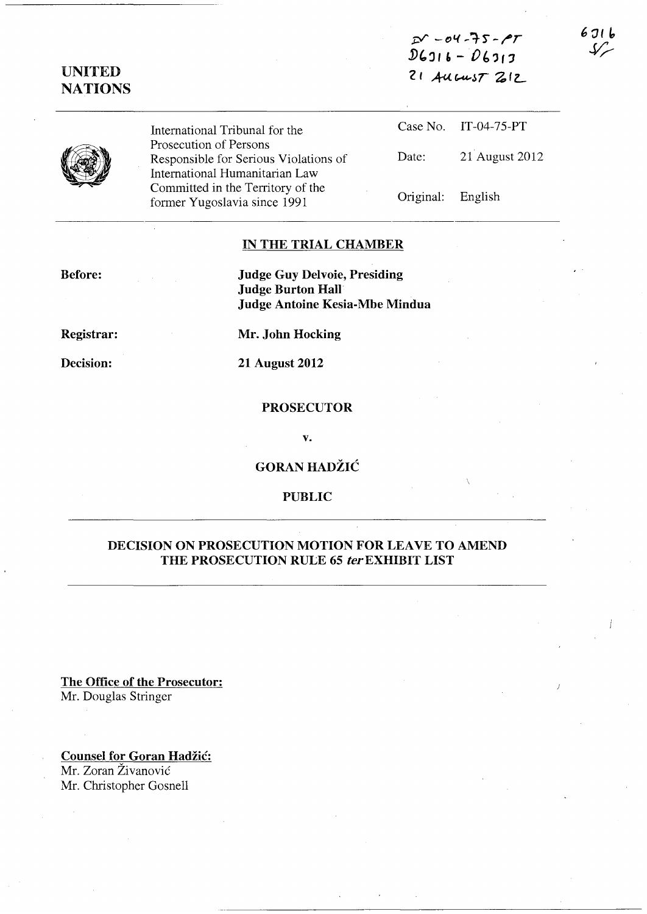IT-04-75-PT
D6316 - D6313
21 AUGUST 2012

6316

**UNITED NATIONS**

| | | |
|---|---|---|
| International Tribunal for the Prosecution of Persons Responsible for Serious Violations of International Humanitarian Law Committed in the Territory of the former Yugoslavia since 1991 | Case No. | IT-04-75-PT |
| | Date: | 21 August 2012 |
| | Original: | English |

**IN THE TRIAL CHAMBER**

**Before:** **Judge Guy Delvoie, Presiding**
**Judge Burton Hall**
**Judge Antoine Kesia-Mbe Mindua**

**Registrar:** **Mr. John Hocking**

**Decision:** **21 August 2012**

**PROSECUTOR**

**v.**

**GORAN HADŽIĆ**

**PUBLIC**

**DECISION ON PROSECUTION MOTION FOR LEAVE TO AMEND THE PROSECUTION RULE 65 *ter* EXHIBIT LIST**

**The Office of the Prosecutor:**
Mr. Douglas Stringer

**Counsel for Goran Hadžić:**
Mr. Zoran Živanović
Mr. Christopher Gosnell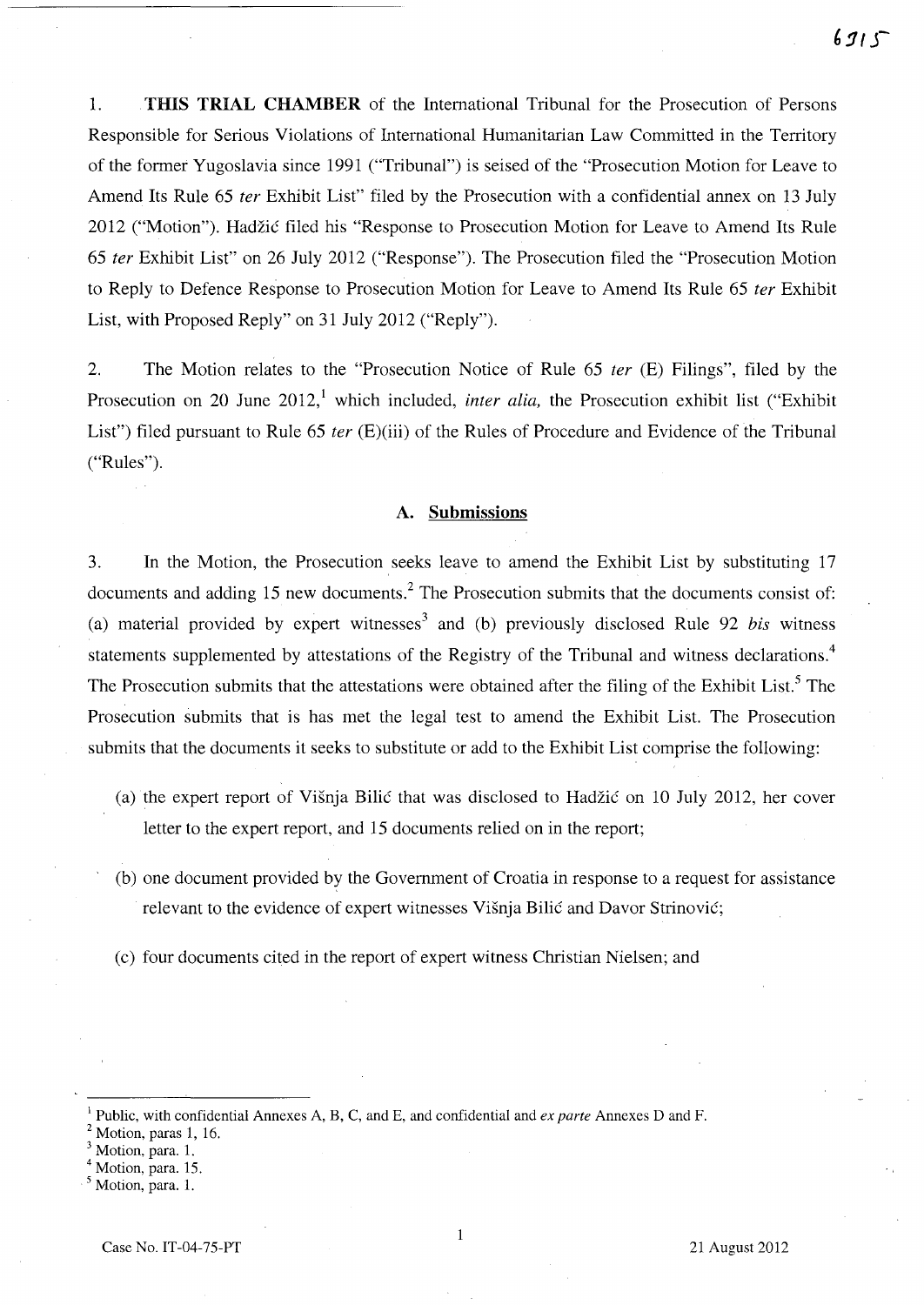1. **THIS TRIAL CHAMBER** of the International Tribunal for the Prosecution of Persons Responsible for Serious Violations of International Humanitarian Law Committed in the Territory of the former Yugoslavia since 1991 ("Tribunal") is seised of the "Prosecution Motion for Leave to Amend Its Rule 65 *ter* Exhibit List" filed by the Prosecution with a confidential annex on 13 July 2012 ("Motion"). Hadžić filed his "Response to Prosecution Motion for Leave to Amend Its Rule 65 *ter* Exhibit List" on 26 July 2012 ("Response"). The Prosecution filed the "Prosecution Motion to Reply to Defence Response to Prosecution Motion for Leave to Amend Its Rule 65 *ter* Exhibit List, with Proposed Reply" on 31 July 2012 ("Reply").

2. The Motion relates to the "Prosecution Notice of Rule 65 *ter* (E) Filings", filed by the Prosecution on 20 June 2012,[1] which included, *inter alia*, the Prosecution exhibit list ("Exhibit List") filed pursuant to Rule 65 *ter* (E)(iii) of the Rules of Procedure and Evidence of the Tribunal ("Rules").

## A. Submissions

3. In the Motion, the Prosecution seeks leave to amend the Exhibit List by substituting 17 documents and adding 15 new documents.[2] The Prosecution submits that the documents consist of: (a) material provided by expert witnesses[3] and (b) previously disclosed Rule 92 *bis* witness statements supplemented by attestations of the Registry of the Tribunal and witness declarations.[4] The Prosecution submits that the attestations were obtained after the filing of the Exhibit List.[5] The Prosecution submits that is has met the legal test to amend the Exhibit List. The Prosecution submits that the documents it seeks to substitute or add to the Exhibit List comprise the following:

(a) the expert report of Višnja Bilić that was disclosed to Hadžić on 10 July 2012, her cover letter to the expert report, and 15 documents relied on in the report;

(b) one document provided by the Government of Croatia in response to a request for assistance relevant to the evidence of expert witnesses Višnja Bilić and Davor Strinović;

(c) four documents cited in the report of expert witness Christian Nielsen; and

---

[1] Public, with confidential Annexes A, B, C, and E, and confidential and *ex parte* Annexes D and F.

[2] Motion, paras 1, 16.

[3] Motion, para. 1.

[4] Motion, para. 15.

[5] Motion, para. 1.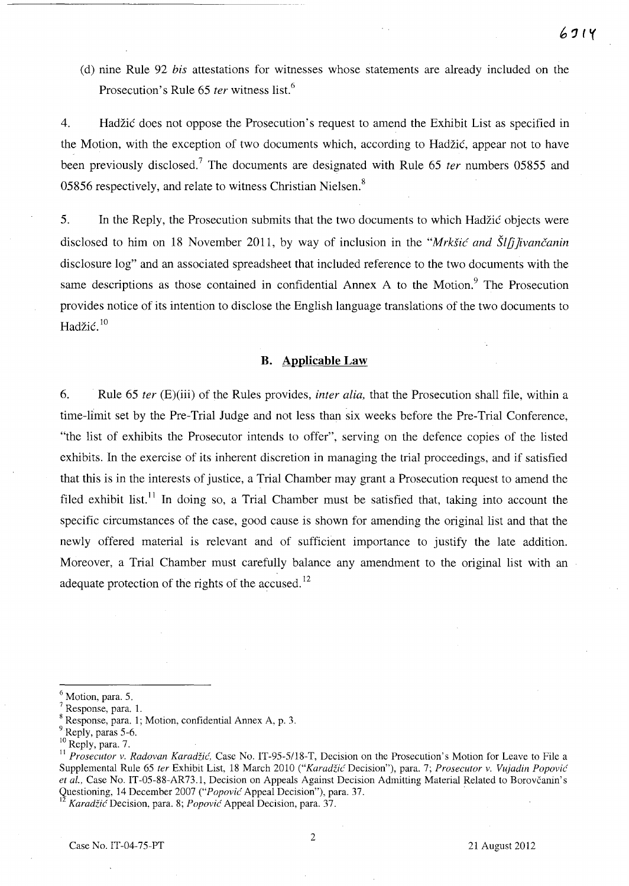(d) nine Rule 92 *bis* attestations for witnesses whose statements are already included on the Prosecution's Rule 65 *ter* witness list.[6]

4. Hadžić does not oppose the Prosecution's request to amend the Exhibit List as specified in the Motion, with the exception of two documents which, according to Hadžić, appear not to have been previously disclosed.[7] The documents are designated with Rule 65 *ter* numbers 05855 and 05856 respectively, and relate to witness Christian Nielsen.[8]

5. In the Reply, the Prosecution submits that the two documents to which Hadžić objects were disclosed to him on 18 November 2011, by way of inclusion in the "*Mrkšić and Šljivančanin* disclosure log" and an associated spreadsheet that included reference to the two documents with the same descriptions as those contained in confidential Annex A to the Motion.[9] The Prosecution provides notice of its intention to disclose the English language translations of the two documents to Hadžić.[10]

### B. Applicable Law

6. Rule 65 *ter* (E)(iii) of the Rules provides, *inter alia,* that the Prosecution shall file, within a time-limit set by the Pre-Trial Judge and not less than six weeks before the Pre-Trial Conference, "the list of exhibits the Prosecutor intends to offer", serving on the defence copies of the listed exhibits. In the exercise of its inherent discretion in managing the trial proceedings, and if satisfied that this is in the interests of justice, a Trial Chamber may grant a Prosecution request to amend the filed exhibit list.[11] In doing so, a Trial Chamber must be satisfied that, taking into account the specific circumstances of the case, good cause is shown for amending the original list and that the newly offered material is relevant and of sufficient importance to justify the late addition. Moreover, a Trial Chamber must carefully balance any amendment to the original list with an adequate protection of the rights of the accused.[12]

---

[6] Motion, para. 5.

[7] Response, para. 1.

[8] Response, para. 1; Motion, confidential Annex A, p. 3.

[9] Reply, paras 5-6.

[10] Reply, para. 7.

[11] *Prosecutor v. Radovan Karadžić,* Case No. IT-95-5/18-T, Decision on the Prosecution's Motion for Leave to File a Supplemental Rule 65 *ter* Exhibit List, 18 March 2010 ("*Karadžić* Decision"), para. 7; *Prosecutor v. Vujadin Popović et al.,* Case No. IT-05-88-AR73.1, Decision on Appeals Against Decision Admitting Material Related to Borovčanin's Questioning, 14 December 2007 ("*Popović* Appeal Decision"), para. 37.

[12] *Karadžić* Decision, para. 8; *Popović* Appeal Decision, para. 37.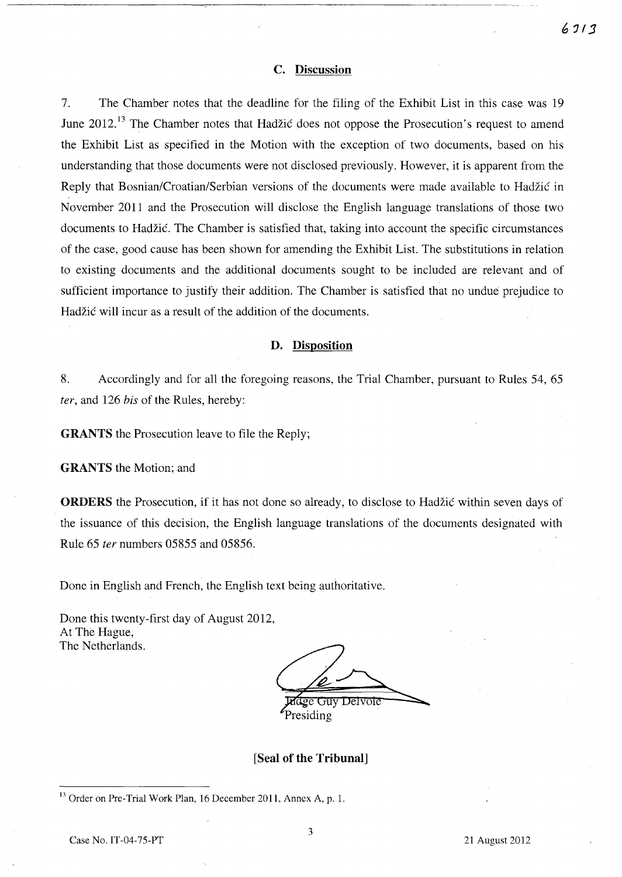### C. Discussion

7. The Chamber notes that the deadline for the filing of the Exhibit List in this case was 19 June 2012.[13] The Chamber notes that Hadžić does not oppose the Prosecution's request to amend the Exhibit List as specified in the Motion with the exception of two documents, based on his understanding that those documents were not disclosed previously. However, it is apparent from the Reply that Bosnian/Croatian/Serbian versions of the documents were made available to Hadžić in November 2011 and the Prosecution will disclose the English language translations of those two documents to Hadžić. The Chamber is satisfied that, taking into account the specific circumstances of the case, good cause has been shown for amending the Exhibit List. The substitutions in relation to existing documents and the additional documents sought to be included are relevant and of sufficient importance to justify their addition. The Chamber is satisfied that no undue prejudice to Hadžić will incur as a result of the addition of the documents.

### D. Disposition

8. Accordingly and for all the foregoing reasons, the Trial Chamber, pursuant to Rules 54, 65 *ter*, and 126 *bis* of the Rules, hereby:

**GRANTS** the Prosecution leave to file the Reply;

**GRANTS** the Motion; and

**ORDERS** the Prosecution, if it has not done so already, to disclose to Hadžić within seven days of the issuance of this decision, the English language translations of the documents designated with Rule 65 *ter* numbers 05855 and 05856.

Done in English and French, the English text being authoritative.

Done this twenty-first day of August 2012,
At The Hague,
The Netherlands.

Judge Guy Delvoie
Presiding

**[Seal of the Tribunal]**

---

[13] Order on Pre-Trial Work Plan, 16 December 2011, Annex A, p. 1.